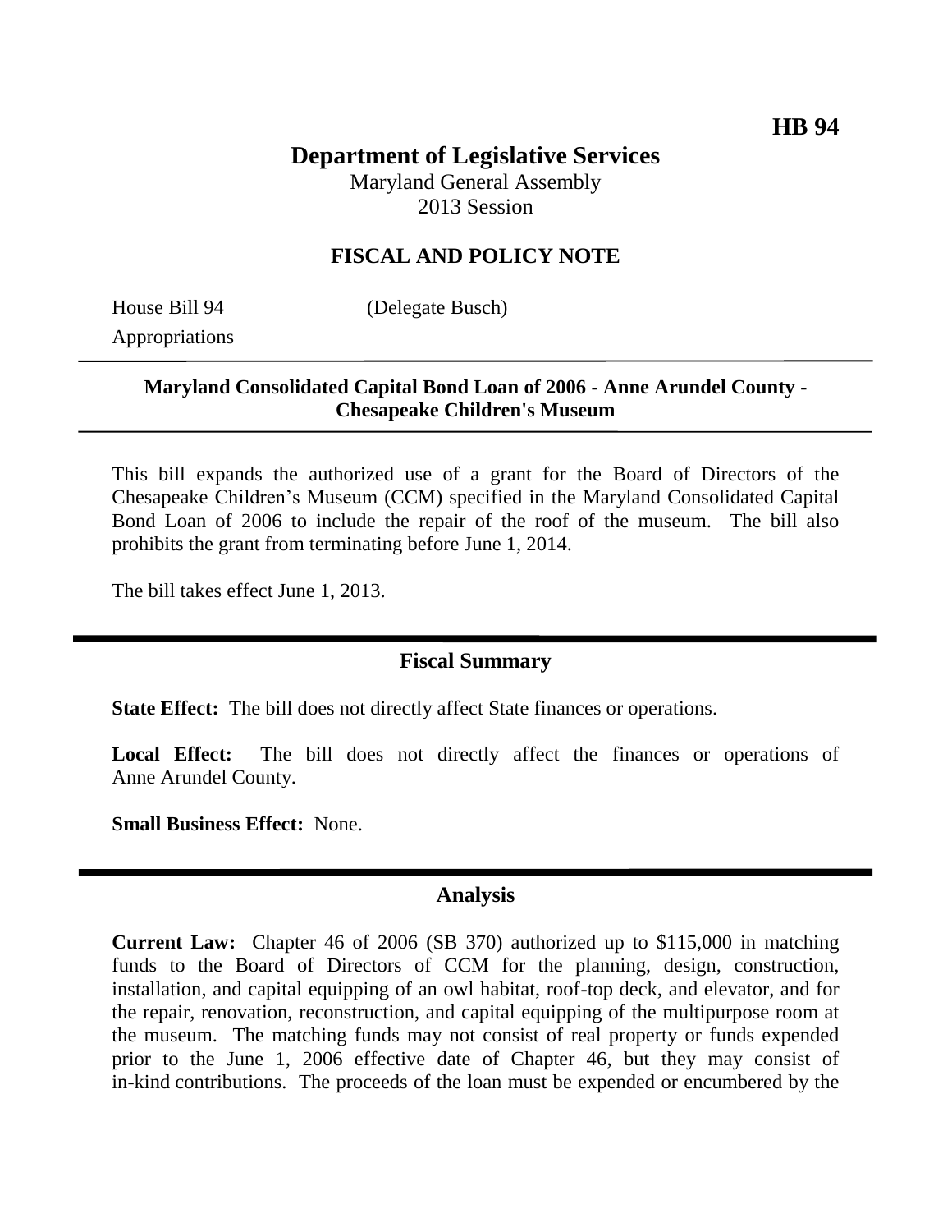**HB 94**

# Department of Legislative Services

Maryland General Assembly
2013 Session

## FISCAL AND POLICY NOTE

House Bill 94 (Delegate Busch)
Appropriations

**Maryland Consolidated Capital Bond Loan of 2006 - Anne Arundel County - Chesapeake Children's Museum**

This bill expands the authorized use of a grant for the Board of Directors of the Chesapeake Children's Museum (CCM) specified in the Maryland Consolidated Capital Bond Loan of 2006 to include the repair of the roof of the museum. The bill also prohibits the grant from terminating before June 1, 2014.

The bill takes effect June 1, 2013.

## Fiscal Summary

**State Effect:** The bill does not directly affect State finances or operations.

**Local Effect:** The bill does not directly affect the finances or operations of Anne Arundel County.

**Small Business Effect:** None.

## Analysis

**Current Law:** Chapter 46 of 2006 (SB 370) authorized up to $115,000 in matching funds to the Board of Directors of CCM for the planning, design, construction, installation, and capital equipping of an owl habitat, roof-top deck, and elevator, and for the repair, renovation, reconstruction, and capital equipping of the multipurpose room at the museum. The matching funds may not consist of real property or funds expended prior to the June 1, 2006 effective date of Chapter 46, but they may consist of in-kind contributions. The proceeds of the loan must be expended or encumbered by the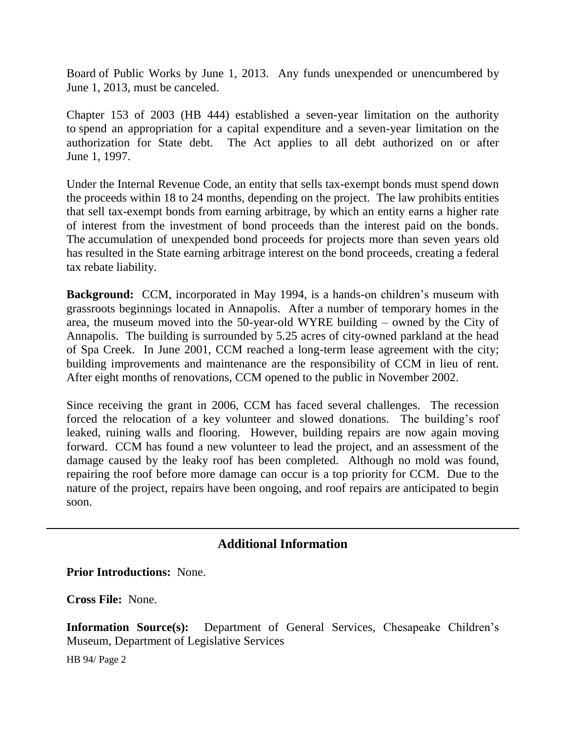Board of Public Works by June 1, 2013. Any funds unexpended or unencumbered by June 1, 2013, must be canceled.

Chapter 153 of 2003 (HB 444) established a seven-year limitation on the authority to spend an appropriation for a capital expenditure and a seven-year limitation on the authorization for State debt. The Act applies to all debt authorized on or after June 1, 1997.

Under the Internal Revenue Code, an entity that sells tax-exempt bonds must spend down the proceeds within 18 to 24 months, depending on the project. The law prohibits entities that sell tax-exempt bonds from earning arbitrage, by which an entity earns a higher rate of interest from the investment of bond proceeds than the interest paid on the bonds. The accumulation of unexpended bond proceeds for projects more than seven years old has resulted in the State earning arbitrage interest on the bond proceeds, creating a federal tax rebate liability.

**Background:** CCM, incorporated in May 1994, is a hands-on children's museum with grassroots beginnings located in Annapolis. After a number of temporary homes in the area, the museum moved into the 50-year-old WYRE building – owned by the City of Annapolis. The building is surrounded by 5.25 acres of city-owned parkland at the head of Spa Creek. In June 2001, CCM reached a long-term lease agreement with the city; building improvements and maintenance are the responsibility of CCM in lieu of rent. After eight months of renovations, CCM opened to the public in November 2002.

Since receiving the grant in 2006, CCM has faced several challenges. The recession forced the relocation of a key volunteer and slowed donations. The building's roof leaked, ruining walls and flooring. However, building repairs are now again moving forward. CCM has found a new volunteer to lead the project, and an assessment of the damage caused by the leaky roof has been completed. Although no mold was found, repairing the roof before more damage can occur is a top priority for CCM. Due to the nature of the project, repairs have been ongoing, and roof repairs are anticipated to begin soon.

## Additional Information

**Prior Introductions:** None.

**Cross File:** None.

**Information Source(s):** Department of General Services, Chesapeake Children's Museum, Department of Legislative Services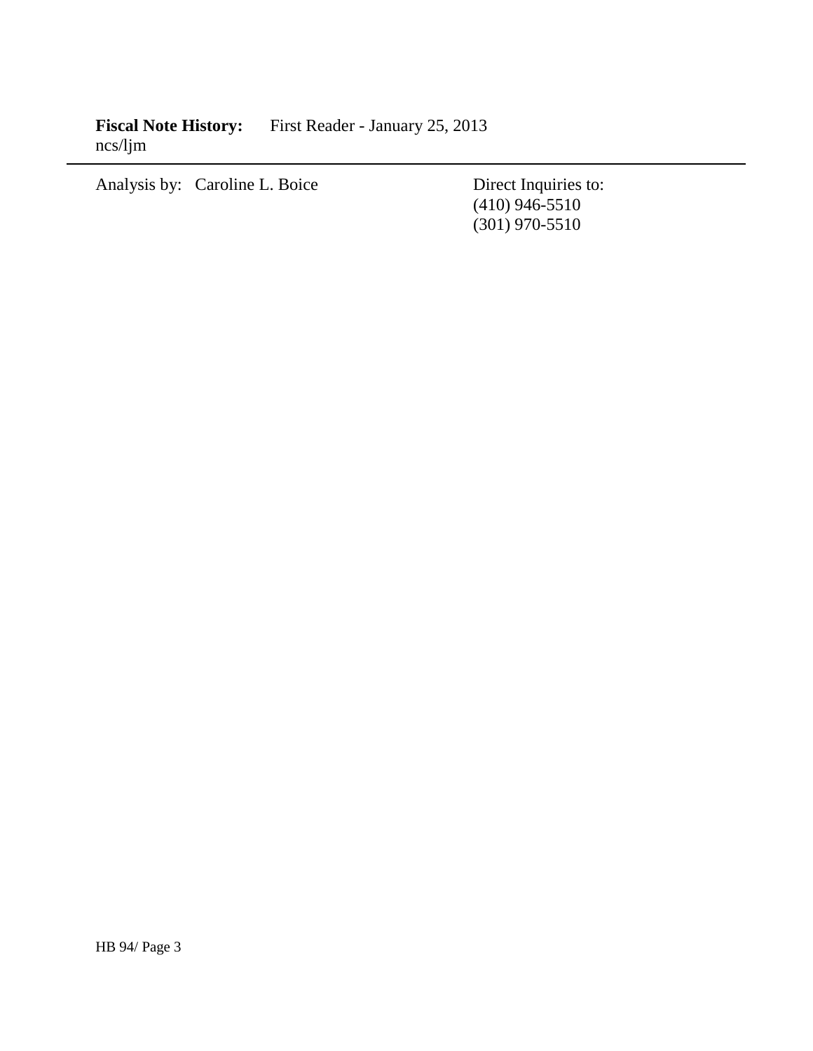**Fiscal Note History:** First Reader - January 25, 2013
ncs/ljm

---

Analysis by: Caroline L. Boice

Direct Inquiries to:
(410) 946-5510
(301) 970-5510